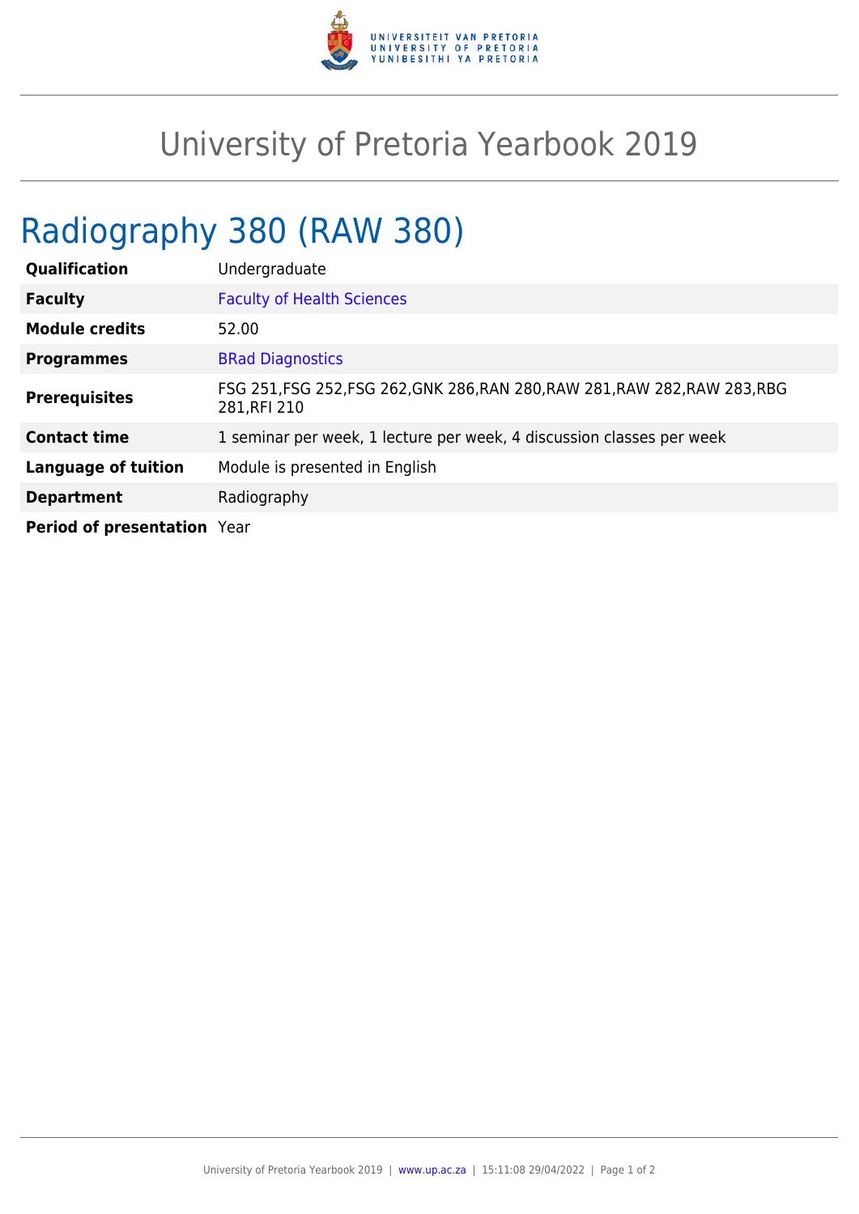# University of Pretoria Yearbook 2019

## Radiography 380 (RAW 380)

| | |
|---|---|
| **Qualification** | Undergraduate |
| **Faculty** | Faculty of Health Sciences |
| **Module credits** | 52.00 |
| **Programmes** | BRad Diagnostics |
| **Prerequisites** | FSG 251,FSG 252,FSG 262,GNK 286,RAN 280,RAW 281,RAW 282,RAW 283,RBG 281,RFI 210 |
| **Contact time** | 1 seminar per week, 1 lecture per week, 4 discussion classes per week |
| **Language of tuition** | Module is presented in English |
| **Department** | Radiography |
| **Period of presentation** | Year |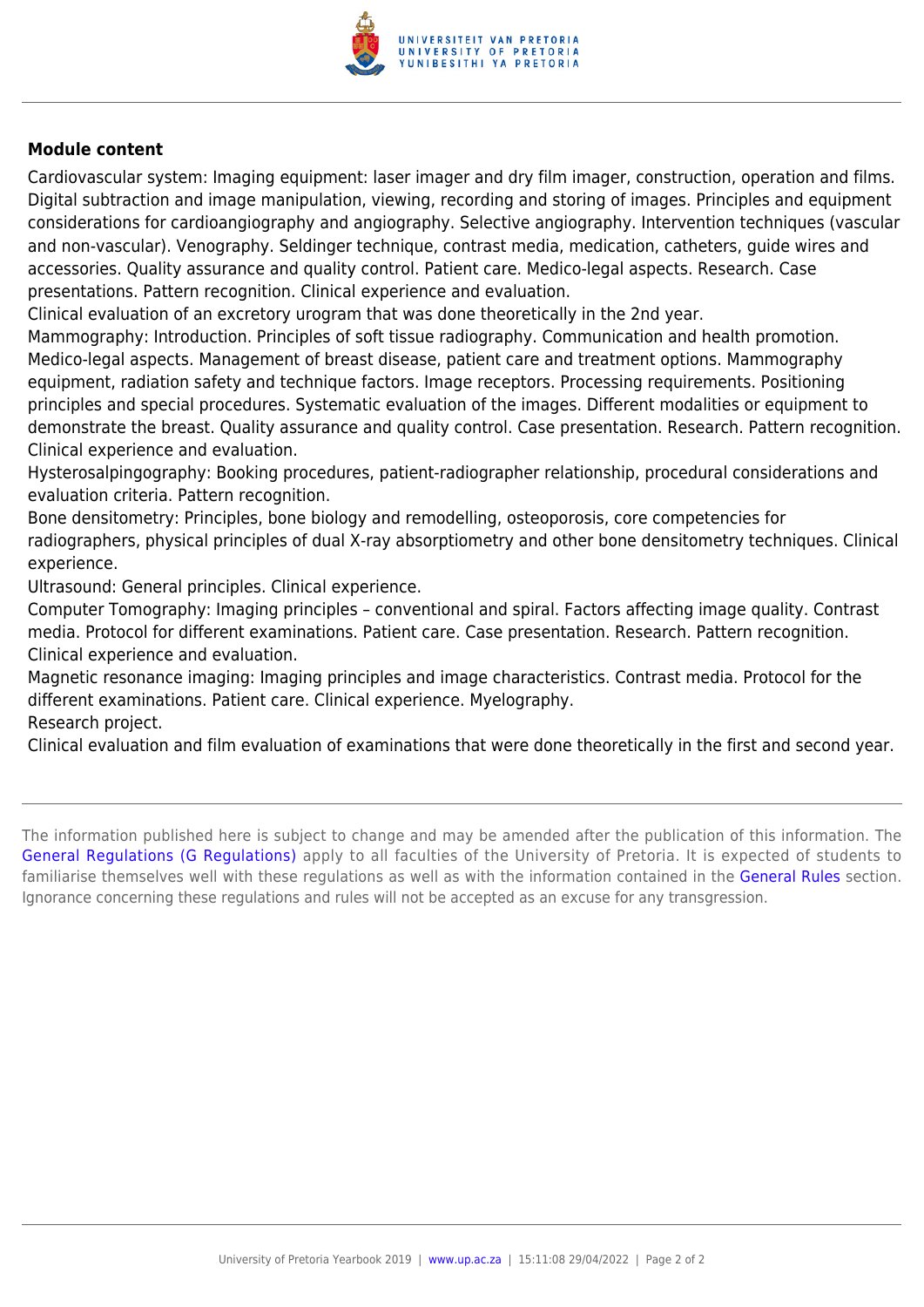**Module content**

Cardiovascular system: Imaging equipment: laser imager and dry film imager, construction, operation and films. Digital subtraction and image manipulation, viewing, recording and storing of images. Principles and equipment considerations for cardioangiography and angiography. Selective angiography. Intervention techniques (vascular and non-vascular). Venography. Seldinger technique, contrast media, medication, catheters, guide wires and accessories. Quality assurance and quality control. Patient care. Medico-legal aspects. Research. Case presentations. Pattern recognition. Clinical experience and evaluation.
Clinical evaluation of an excretory urogram that was done theoretically in the 2nd year.
Mammography: Introduction. Principles of soft tissue radiography. Communication and health promotion. Medico-legal aspects. Management of breast disease, patient care and treatment options. Mammography equipment, radiation safety and technique factors. Image receptors. Processing requirements. Positioning principles and special procedures. Systematic evaluation of the images. Different modalities or equipment to demonstrate the breast. Quality assurance and quality control. Case presentation. Research. Pattern recognition. Clinical experience and evaluation.
Hysterosalpingography: Booking procedures, patient-radiographer relationship, procedural considerations and evaluation criteria. Pattern recognition.
Bone densitometry: Principles, bone biology and remodelling, osteoporosis, core competencies for radiographers, physical principles of dual X-ray absorptiometry and other bone densitometry techniques. Clinical experience.
Ultrasound: General principles. Clinical experience.
Computer Tomography: Imaging principles – conventional and spiral. Factors affecting image quality. Contrast media. Protocol for different examinations. Patient care. Case presentation. Research. Pattern recognition. Clinical experience and evaluation.
Magnetic resonance imaging: Imaging principles and image characteristics. Contrast media. Protocol for the different examinations. Patient care. Clinical experience. Myelography.
Research project.
Clinical evaluation and film evaluation of examinations that were done theoretically in the first and second year.

The information published here is subject to change and may be amended after the publication of this information. The General Regulations (G Regulations) apply to all faculties of the University of Pretoria. It is expected of students to familiarise themselves well with these regulations as well as with the information contained in the General Rules section. Ignorance concerning these regulations and rules will not be accepted as an excuse for any transgression.